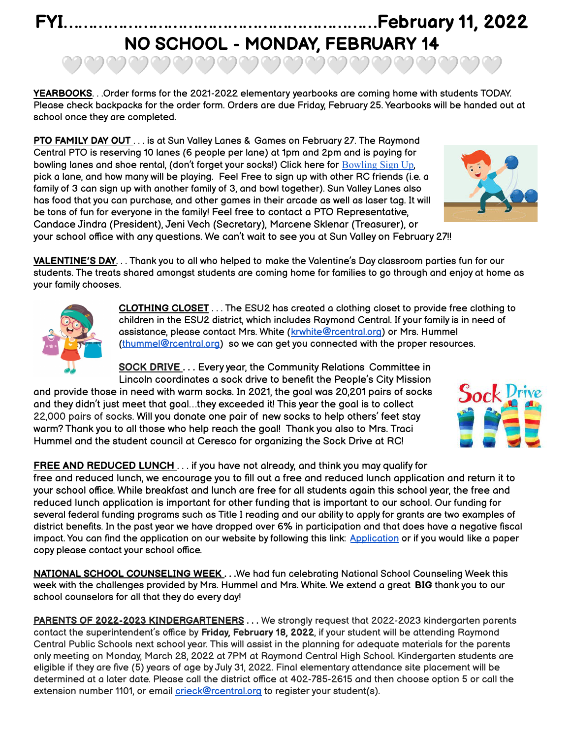# FYI………………………………………………………February 11, 2022

## NO SCHOOL - MONDAY, FEBRUARY 14

🤍🤍🤍🤍🤍🤍🤍🤍🤍🤍🤍🤍🤍🤍🤍🤍🤍🤍🤍🤍

**YEARBOOKS**. . .Order forms for the 2021-2022 elementary yearbooks are coming home with students TODAY. Please check backpacks for the order form. Orders are due Friday, February 25. Yearbooks will be handed out at school once they are completed.

**PTO FAMILY DAY OUT** . . . is at Sun Valley Lanes & Games on February 27. The Raymond Central PTO is reserving 10 lanes (6 people per lane) at 1pm and 2pm and is paying for bowling lanes and shoe rental, (don't forget your socks!) Click here for Bowling Sign Up, pick a lane, and how many will be playing. Feel Free to sign up with other RC friends (i.e. a family of 3 can sign up with another family of 3, and bowl together). Sun Valley Lanes also has food that you can purchase, and other games in their arcade as well as laser tag. It will be tons of fun for everyone in the family! Feel free to contact a PTO Representative, Candace Jindra (President), Jeni Vech (Secretary), Marcene Sklenar (Treasurer), or your school office with any questions. We can't wait to see you at Sun Valley on February 27!!

**VALENTINE'S DAY**. . . Thank you to all who helped to make the Valentine's Day classroom parties fun for our students. The treats shared amongst students are coming home for families to go through and enjoy at home as your family chooses.

**CLOTHING CLOSET** . . . The ESU2 has created a clothing closet to provide free clothing to children in the ESU2 district, which includes Raymond Central. If your family is in need of assistance, please contact Mrs. White (krwhite@rcentral.org) or Mrs. Hummel (thummel@rcentral.org) so we can get you connected with the proper resources.

**SOCK DRIVE** . . . Every year, the Community Relations Committee in Lincoln coordinates a sock drive to benefit the People's City Mission and provide those in need with warm socks. In 2021, the goal was 20,201 pairs of socks and they didn't just meet that goal…they exceeded it! This year the goal is to collect 22,000 pairs of socks. Will you donate one pair of new socks to help others' feet stay warm? Thank you to all those who help reach the goal! Thank you also to Mrs. Traci Hummel and the student council at Ceresco for organizing the Sock Drive at RC!

**FREE AND REDUCED LUNCH** . . . if you have not already, and think you may qualify for free and reduced lunch, we encourage you to fill out a free and reduced lunch application and return it to your school office. While breakfast and lunch are free for all students again this school year, the free and reduced lunch application is important for other funding that is important to our school. Our funding for several federal funding programs such as Title I reading and our ability to apply for grants are two examples of district benefits. In the past year we have dropped over 6% in participation and that does have a negative fiscal impact. You can find the application on our website by following this link: Application or if you would like a paper copy please contact your school office.

**NATIONAL SCHOOL COUNSELING WEEK** . . .We had fun celebrating National School Counseling Week this week with the challenges provided by Mrs. Hummel and Mrs. White. We extend a great **BIG** thank you to our school counselors for all that they do every day!

**PARENTS OF 2022-2023 KINDERGARTENERS** . . . We strongly request that 2022-2023 kindergarten parents contact the superintendent's office by **Friday, February 18, 2022**, if your student will be attending Raymond Central Public Schools next school year. This will assist in the planning for adequate materials for the parents only meeting on Monday, March 28, 2022 at 7PM at Raymond Central High School. Kindergarten students are eligible if they are five (5) years of age by July 31, 2022. Final elementary attendance site placement will be determined at a later date. Please call the district office at 402-785-2615 and then choose option 5 or call the extension number 1101, or email crieck@rcentral.org to register your student(s).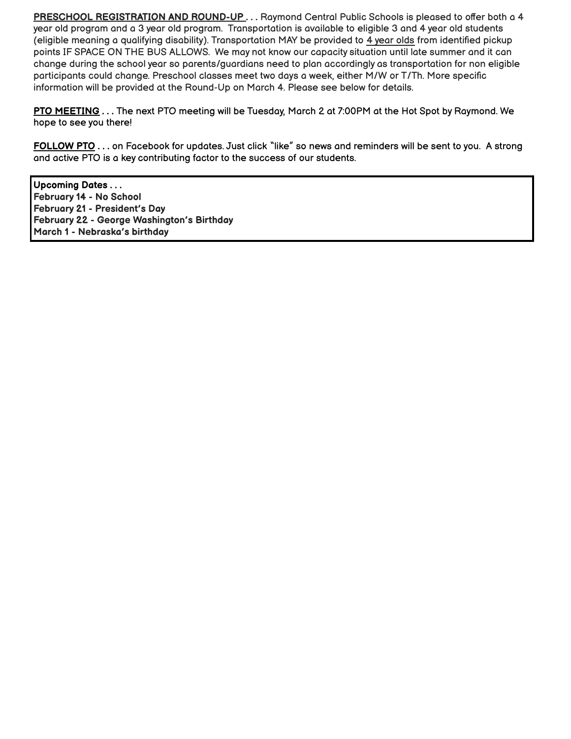**PRESCHOOL REGISTRATION AND ROUND-UP . . .** Raymond Central Public Schools is pleased to offer both a 4 year old program and a 3 year old program. Transportation is available to eligible 3 and 4 year old students (eligible meaning a qualifying disability). Transportation MAY be provided to 4 year olds from identified pickup points IF SPACE ON THE BUS ALLOWS. We may not know our capacity situation until late summer and it can change during the school year so parents/guardians need to plan accordingly as transportation for non eligible participants could change. Preschool classes meet two days a week, either M/W or T/Th. More specific information will be provided at the Round-Up on March 4. Please see below for details.

**PTO MEETING . . .** The next PTO meeting will be Tuesday, March 2 at 7:00PM at the Hot Spot by Raymond. We hope to see you there!

**FOLLOW PTO . . .** on Facebook for updates. Just click "like" so news and reminders will be sent to you. A strong and active PTO is a key contributing factor to the success of our students.

**Upcoming Dates . . .**
**February 14 - No School**
**February 21 - President's Day**
**February 22 - George Washington's Birthday**
**March 1 - Nebraska's birthday**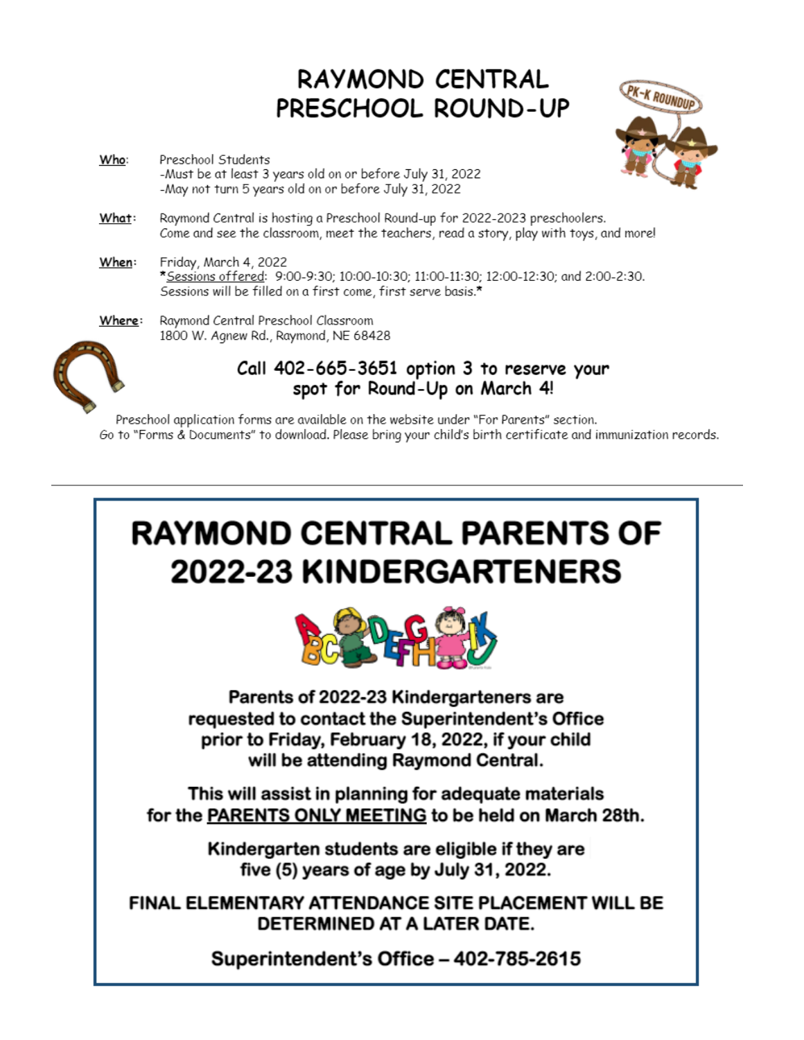# RAYMOND CENTRAL PRESCHOOL ROUND-UP

**Who:** Preschool Students
-Must be at least 3 years old on or before July 31, 2022
-May not turn 5 years old on or before July 31, 2022

**What:** Raymond Central is hosting a Preschool Round-up for 2022-2023 preschoolers. Come and see the classroom, meet the teachers, read a story, play with toys, and more!

**When:** Friday, March 4, 2022
*Sessions offered: 9:00-9:30; 10:00-10:30; 11:00-11:30; 12:00-12:30; and 2:00-2:30. Sessions will be filled on a first come, first serve basis.*

**Where:** Raymond Central Preschool Classroom
1800 W. Agnew Rd., Raymond, NE 68428

**Call 402-665-3651 option 3 to reserve your spot for Round-Up on March 4!**

Preschool application forms are available on the website under "For Parents" section. Go to "Forms & Documents" to download. Please bring your child's birth certificate and immunization records.

---

# RAYMOND CENTRAL PARENTS OF 2022-23 KINDERGARTENERS

**Parents of 2022-23 Kindergarteners are requested to contact the Superintendent's Office prior to Friday, February 18, 2022, if your child will be attending Raymond Central.**

**This will assist in planning for adequate materials for the PARENTS ONLY MEETING to be held on March 28th.**

**Kindergarten students are eligible if they are five (5) years of age by July 31, 2022.**

**FINAL ELEMENTARY ATTENDANCE SITE PLACEMENT WILL BE DETERMINED AT A LATER DATE.**

**Superintendent's Office – 402-785-2615**